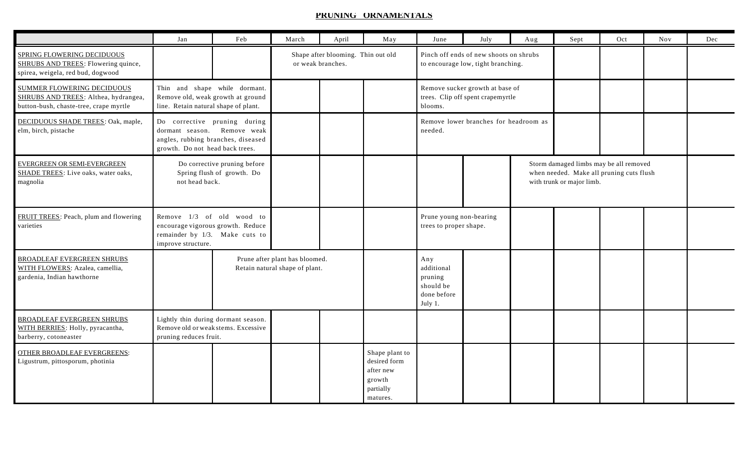# PRUNING ORNAMENTALS

| | Jan | Feb | March | April | May | June | July | Aug | Sept | Oct | Nov | Dec |
|---|---|---|---|---|---|---|---|---|---|---|---|---|
| SPRING FLOWERING DECIDUOUS SHRUBS AND TREES: Flowering quince, spirea, weigela, red bud, dogwood | | | Shape after blooming. Thin out old or weak branches. | | | Pinch off ends of new shoots on shrubs to encourage low, tight branching. | | | | | | |
| SUMMER FLOWERING DECIDUOUS SHRUBS AND TREES: Althea, hydrangea, button-bush, chaste-tree, crape myrtle | Thin and shape while dormant. Remove old, weak growth at ground line. Retain natural shape of plant. | | | | | Remove sucker growth at base of trees. Clip off spent crapemyrtle blooms. | | | | | | |
| DECIDUOUS SHADE TREES: Oak, maple, elm, birch, pistache | Do corrective pruning during dormant season. Remove weak angles, rubbing branches, diseased growth. Do not head back trees. | | | | | Remove lower branches for headroom as needed. | | | | | | |
| EVERGREEN OR SEMI-EVERGREEN SHADE TREES: Live oaks, water oaks, magnolia | Do corrective pruning before Spring flush of growth. Do not head back. | | | | | | | Storm damaged limbs may be all removed when needed. Make all pruning cuts flush with trunk or major limb. | | | | |
| FRUIT TREES: Peach, plum and flowering varieties | Remove 1/3 of old wood to encourage vigorous growth. Reduce remainder by 1/3. Make cuts to improve structure. | | | | | Prune young non-bearing trees to proper shape. | | | | | | |
| BROADLEAF EVERGREEN SHRUBS WITH FLOWERS: Azalea, camellia, gardenia, Indian hawthorne | | Prune after plant has bloomed. Retain natural shape of plant. | | | | Any additional pruning should be done before July 1. | | | | | | |
| BROADLEAF EVERGREEN SHRUBS WITH BERRIES: Holly, pyracantha, barberry, cotoneaster | Lightly thin during dormant season. Remove old or weak stems. Excessive pruning reduces fruit. | | | | | | | | | | | |
| OTHER BROADLEAF EVERGREENS: Ligustrum, pittosporum, photinia | | | | | Shape plant to desired form after new growth partially matures. | | | | | | | |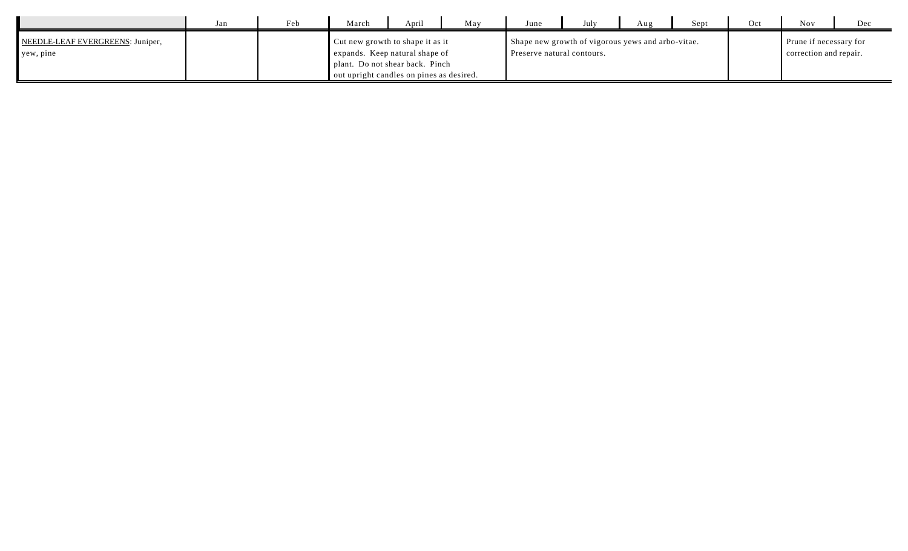| | Jan | Feb | March | April | May | June | July | Aug | Sept | Oct | Nov | Dec |
|---|---|---|---|---|---|---|---|---|---|---|---|---|
| NEEDLE-LEAF EVERGREENS: Juniper, yew, pine | | | Cut new growth to shape it as it expands. Keep natural shape of plant. Do not shear back. Pinch out upright candles on pines as desired. | | | Shape new growth of vigorous yews and arbo-vitae. Preserve natural contours. | | | | | Prune if necessary for correction and repair. | |